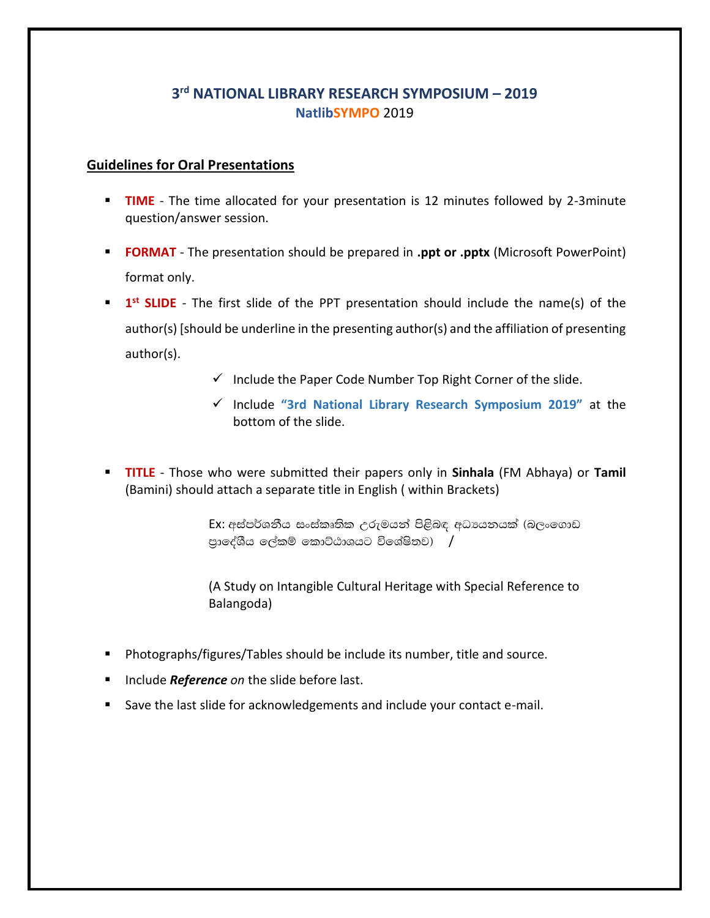# 3rd NATIONAL LIBRARY RESEARCH SYMPOSIUM – 2019

**NatlibSYMPO** 2019

## Guidelines for Oral Presentations

- **TIME** - The time allocated for your presentation is 12 minutes followed by 2-3minute question/answer session.
- **FORMAT** - The presentation should be prepared in **.ppt or .pptx** (Microsoft PowerPoint) format only.
- **1st SLIDE** - The first slide of the PPT presentation should include the name(s) of the author(s) [should be underline in the presenting author(s) and the affiliation of presenting author(s).
    - ✓ Include the Paper Code Number Top Right Corner of the slide.
    - ✓ Include **"3rd National Library Research Symposium 2019"** at the bottom of the slide.
- **TITLE** - Those who were submitted their papers only in **Sinhala** (FM Abhaya) or **Tamil** (Bamini) should attach a separate title in English ( within Brackets)

    Ex: අස්පර්ශනීය සංස්කෘතික උරුමයන් පිළිබඳ අධ්‍යයනයක් (බලංගොඩ ප්‍රාදේශීය ලේකම් කොට්ඨාශයට විශේෂිතව) /

    (A Study on Intangible Cultural Heritage with Special Reference to Balangoda)

- Photographs/figures/Tables should be include its number, title and source.
- Include ***Reference*** *on* the slide before last.
- Save the last slide for acknowledgements and include your contact e-mail.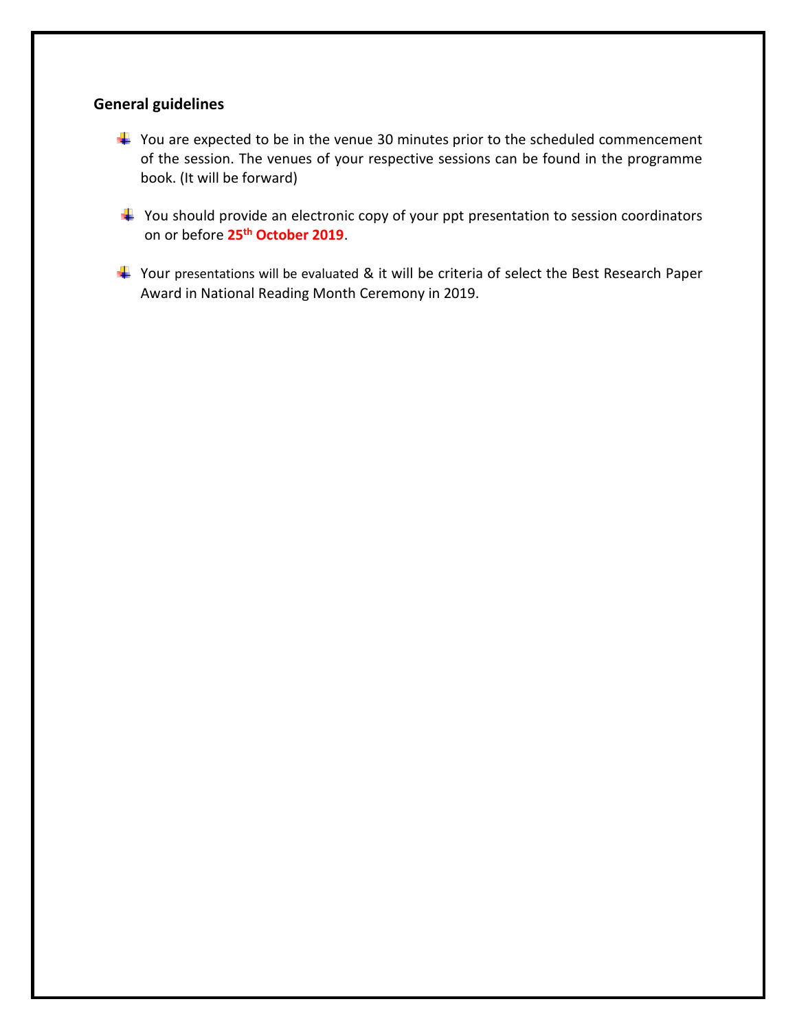**General guidelines**

- You are expected to be in the venue 30 minutes prior to the scheduled commencement of the session. The venues of your respective sessions can be found in the programme book. (It will be forward)
- You should provide an electronic copy of your ppt presentation to session coordinators on or before **25th October 2019**.
- Your presentations will be evaluated & it will be criteria of select the Best Research Paper Award in National Reading Month Ceremony in 2019.